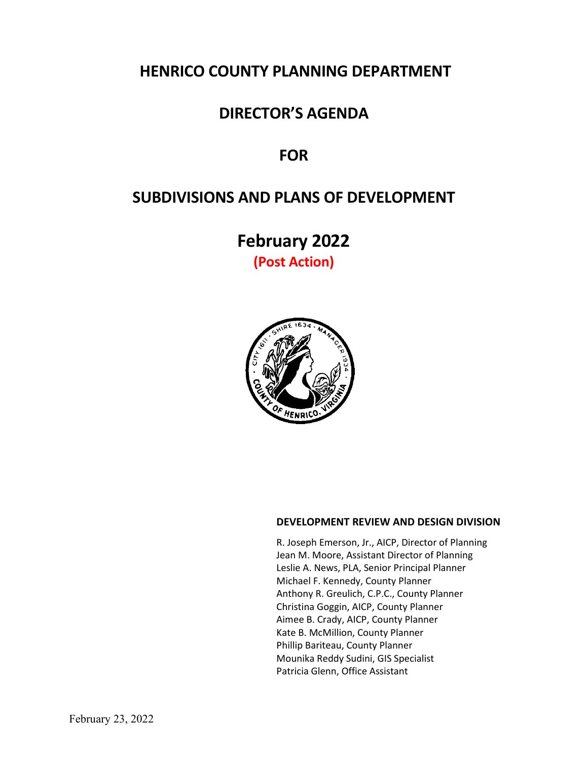# HENRICO COUNTY PLANNING DEPARTMENT

# DIRECTOR'S AGENDA

# FOR

# SUBDIVISIONS AND PLANS OF DEVELOPMENT

# February 2022

**(Post Action)**

**DEVELOPMENT REVIEW AND DESIGN DIVISION**

R. Joseph Emerson, Jr., AICP, Director of Planning
Jean M. Moore, Assistant Director of Planning
Leslie A. News, PLA, Senior Principal Planner
Michael F. Kennedy, County Planner
Anthony R. Greulich, C.P.C., County Planner
Christina Goggin, AICP, County Planner
Aimee B. Crady, AICP, County Planner
Kate B. McMillion, County Planner
Phillip Bariteau, County Planner
Mounika Reddy Sudini, GIS Specialist
Patricia Glenn, Office Assistant

February 23, 2022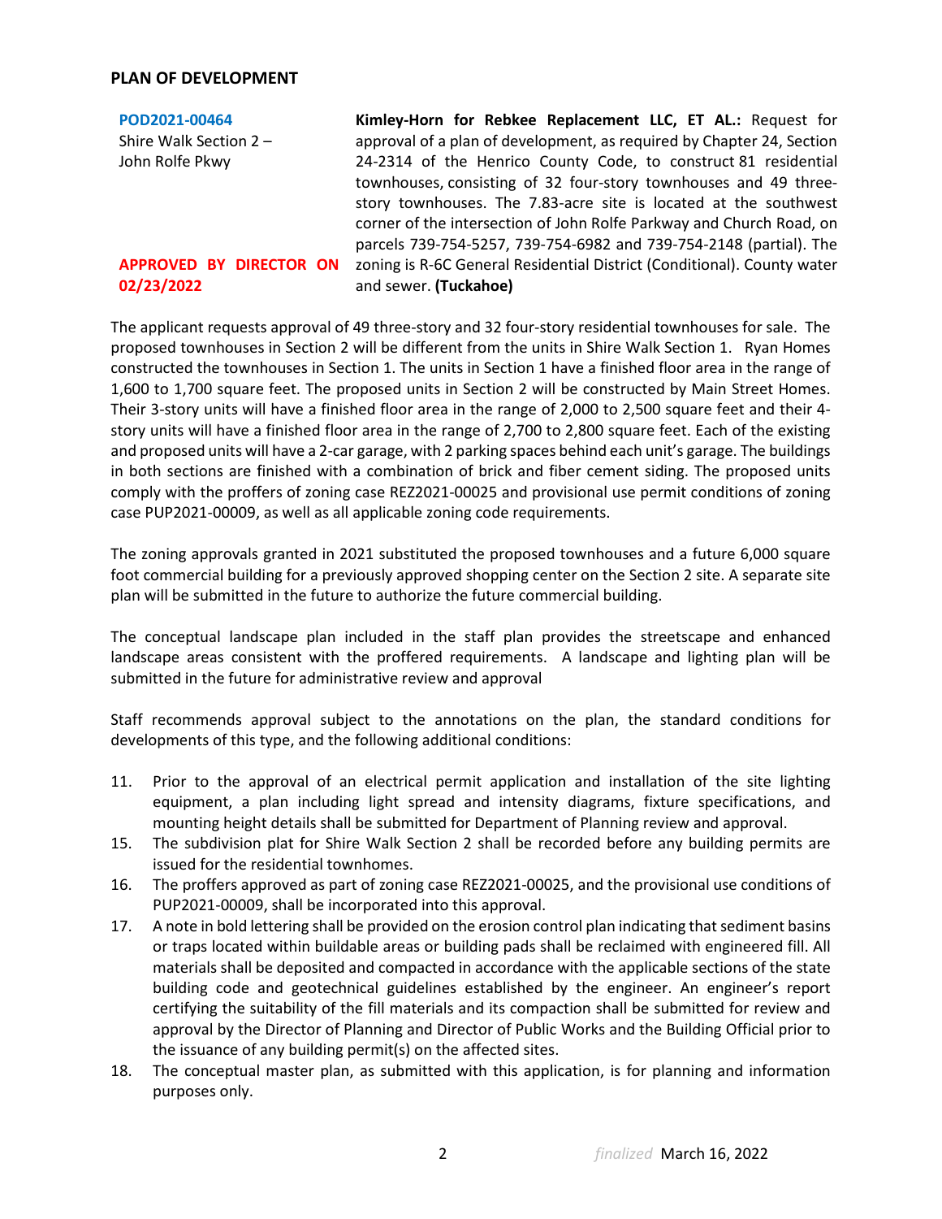## PLAN OF DEVELOPMENT

| | |
|---|---|
| **POD2021-00464**<br>Shire Walk Section 2 – John Rolfe Pkwy<br><br>**APPROVED BY DIRECTOR ON 02/23/2022** | **Kimley-Horn for Rebkee Replacement LLC, ET AL.:** Request for approval of a plan of development, as required by Chapter 24, Section 24-2314 of the Henrico County Code, to construct 81 residential townhouses, consisting of 32 four-story townhouses and 49 three-story townhouses. The 7.83-acre site is located at the southwest corner of the intersection of John Rolfe Parkway and Church Road, on parcels 739-754-5257, 739-754-6982 and 739-754-2148 (partial). The zoning is R-6C General Residential District (Conditional). County water and sewer. **(Tuckahoe)** |

The applicant requests approval of 49 three-story and 32 four-story residential townhouses for sale. The proposed townhouses in Section 2 will be different from the units in Shire Walk Section 1. Ryan Homes constructed the townhouses in Section 1. The units in Section 1 have a finished floor area in the range of 1,600 to 1,700 square feet. The proposed units in Section 2 will be constructed by Main Street Homes. Their 3-story units will have a finished floor area in the range of 2,000 to 2,500 square feet and their 4-story units will have a finished floor area in the range of 2,700 to 2,800 square feet. Each of the existing and proposed units will have a 2-car garage, with 2 parking spaces behind each unit's garage. The buildings in both sections are finished with a combination of brick and fiber cement siding. The proposed units comply with the proffers of zoning case REZ2021-00025 and provisional use permit conditions of zoning case PUP2021-00009, as well as all applicable zoning code requirements.

The zoning approvals granted in 2021 substituted the proposed townhouses and a future 6,000 square foot commercial building for a previously approved shopping center on the Section 2 site. A separate site plan will be submitted in the future to authorize the future commercial building.

The conceptual landscape plan included in the staff plan provides the streetscape and enhanced landscape areas consistent with the proffered requirements. A landscape and lighting plan will be submitted in the future for administrative review and approval

Staff recommends approval subject to the annotations on the plan, the standard conditions for developments of this type, and the following additional conditions:

11. Prior to the approval of an electrical permit application and installation of the site lighting equipment, a plan including light spread and intensity diagrams, fixture specifications, and mounting height details shall be submitted for Department of Planning review and approval.
15. The subdivision plat for Shire Walk Section 2 shall be recorded before any building permits are issued for the residential townhomes.
16. The proffers approved as part of zoning case REZ2021-00025, and the provisional use conditions of PUP2021-00009, shall be incorporated into this approval.
17. A note in bold lettering shall be provided on the erosion control plan indicating that sediment basins or traps located within buildable areas or building pads shall be reclaimed with engineered fill. All materials shall be deposited and compacted in accordance with the applicable sections of the state building code and geotechnical guidelines established by the engineer. An engineer's report certifying the suitability of the fill materials and its compaction shall be submitted for review and approval by the Director of Planning and Director of Public Works and the Building Official prior to the issuance of any building permit(s) on the affected sites.
18. The conceptual master plan, as submitted with this application, is for planning and information purposes only.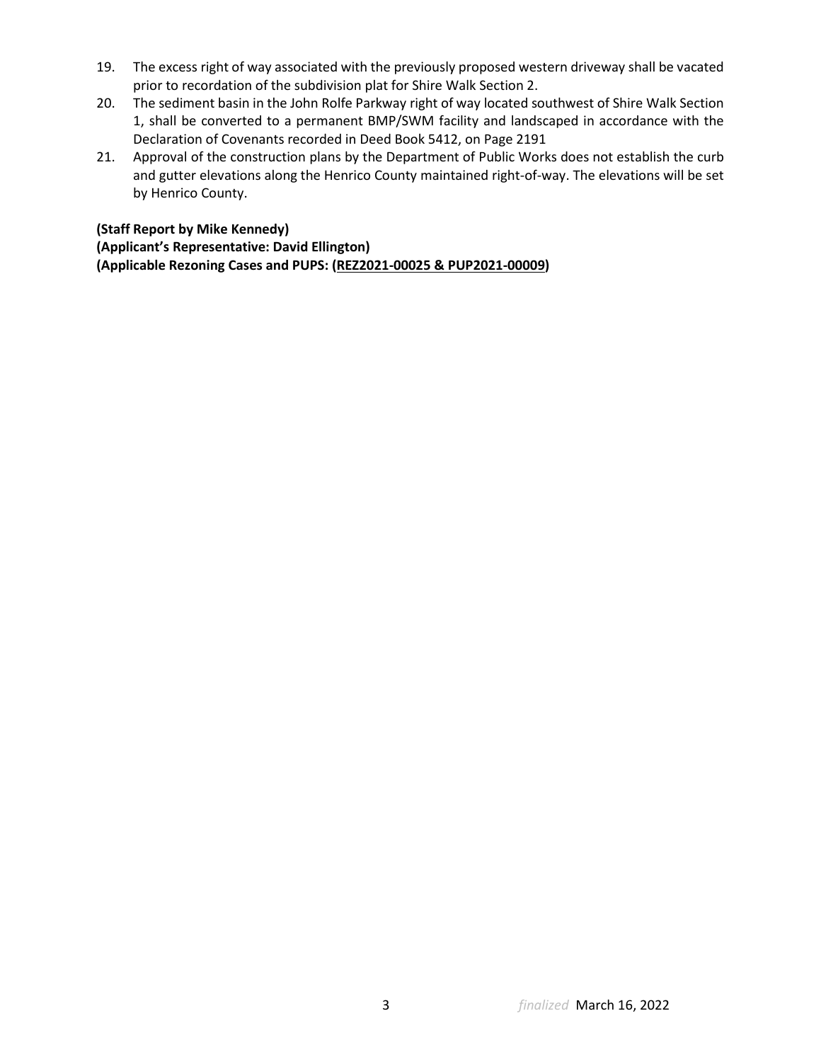19. The excess right of way associated with the previously proposed western driveway shall be vacated prior to recordation of the subdivision plat for Shire Walk Section 2.
20. The sediment basin in the John Rolfe Parkway right of way located southwest of Shire Walk Section 1, shall be converted to a permanent BMP/SWM facility and landscaped in accordance with the Declaration of Covenants recorded in Deed Book 5412, on Page 2191
21. Approval of the construction plans by the Department of Public Works does not establish the curb and gutter elevations along the Henrico County maintained right-of-way. The elevations will be set by Henrico County.

**(Staff Report by Mike Kennedy)**
**(Applicant's Representative: David Ellington)**
**(Applicable Rezoning Cases and PUPS: (REZ2021-00025 & PUP2021-00009)**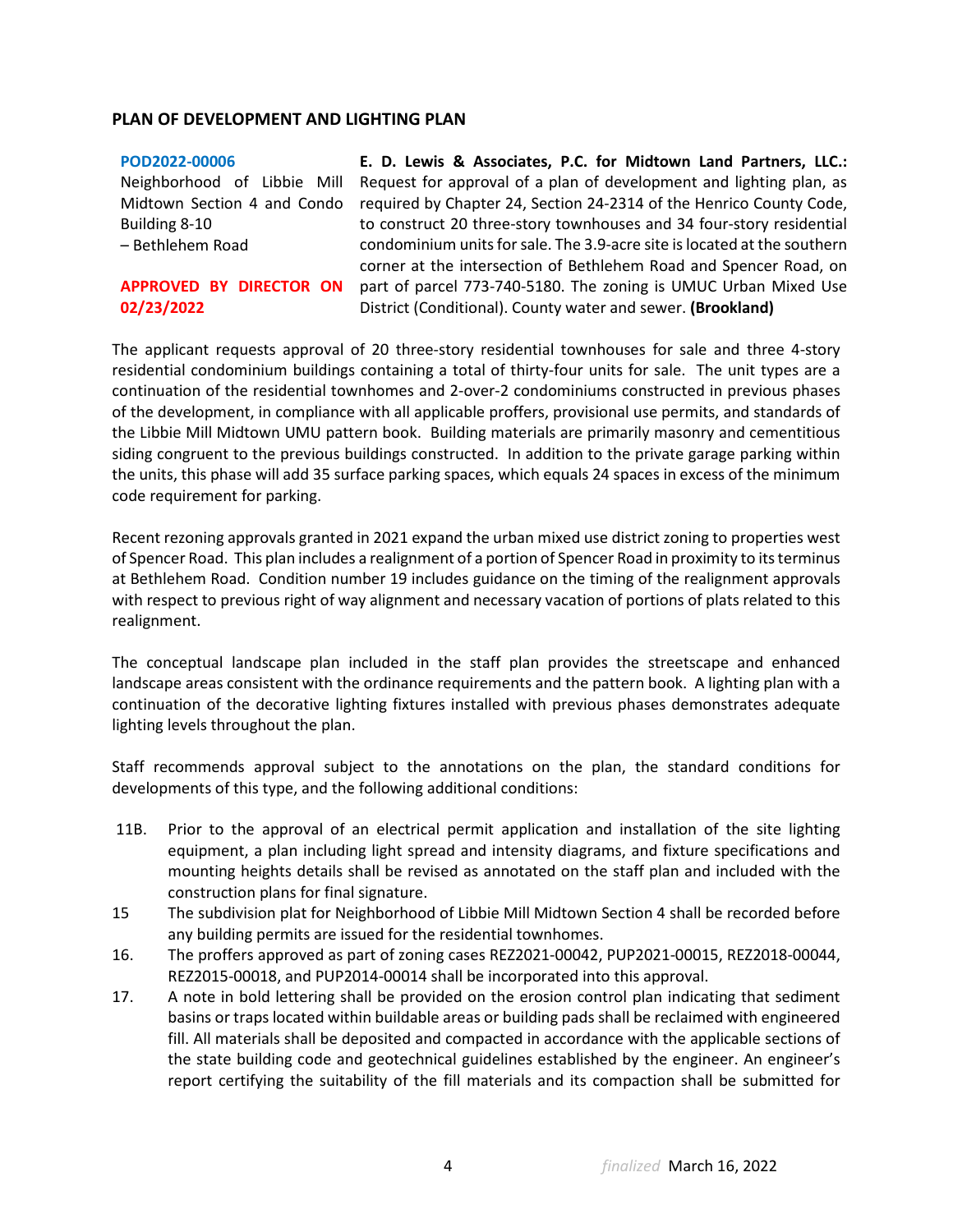## PLAN OF DEVELOPMENT AND LIGHTING PLAN

**POD2022-00006**
Neighborhood of Libbie Mill Midtown Section 4 and Condo Building 8-10
– Bethlehem Road

**APPROVED BY DIRECTOR ON 02/23/2022**

**E. D. Lewis & Associates, P.C. for Midtown Land Partners, LLC.:** Request for approval of a plan of development and lighting plan, as required by Chapter 24, Section 24-2314 of the Henrico County Code, to construct 20 three-story townhouses and 34 four-story residential condominium units for sale. The 3.9-acre site is located at the southern corner at the intersection of Bethlehem Road and Spencer Road, on part of parcel 773-740-5180. The zoning is UMUC Urban Mixed Use District (Conditional). County water and sewer. **(Brookland)**

The applicant requests approval of 20 three-story residential townhouses for sale and three 4-story residential condominium buildings containing a total of thirty-four units for sale. The unit types are a continuation of the residential townhomes and 2-over-2 condominiums constructed in previous phases of the development, in compliance with all applicable proffers, provisional use permits, and standards of the Libbie Mill Midtown UMU pattern book. Building materials are primarily masonry and cementitious siding congruent to the previous buildings constructed. In addition to the private garage parking within the units, this phase will add 35 surface parking spaces, which equals 24 spaces in excess of the minimum code requirement for parking.

Recent rezoning approvals granted in 2021 expand the urban mixed use district zoning to properties west of Spencer Road. This plan includes a realignment of a portion of Spencer Road in proximity to its terminus at Bethlehem Road. Condition number 19 includes guidance on the timing of the realignment approvals with respect to previous right of way alignment and necessary vacation of portions of plats related to this realignment.

The conceptual landscape plan included in the staff plan provides the streetscape and enhanced landscape areas consistent with the ordinance requirements and the pattern book. A lighting plan with a continuation of the decorative lighting fixtures installed with previous phases demonstrates adequate lighting levels throughout the plan.

Staff recommends approval subject to the annotations on the plan, the standard conditions for developments of this type, and the following additional conditions:

11B. Prior to the approval of an electrical permit application and installation of the site lighting equipment, a plan including light spread and intensity diagrams, and fixture specifications and mounting heights details shall be revised as annotated on the staff plan and included with the construction plans for final signature.

15 The subdivision plat for Neighborhood of Libbie Mill Midtown Section 4 shall be recorded before any building permits are issued for the residential townhomes.

16. The proffers approved as part of zoning cases REZ2021-00042, PUP2021-00015, REZ2018-00044, REZ2015-00018, and PUP2014-00014 shall be incorporated into this approval.

17. A note in bold lettering shall be provided on the erosion control plan indicating that sediment basins or traps located within buildable areas or building pads shall be reclaimed with engineered fill. All materials shall be deposited and compacted in accordance with the applicable sections of the state building code and geotechnical guidelines established by the engineer. An engineer's report certifying the suitability of the fill materials and its compaction shall be submitted for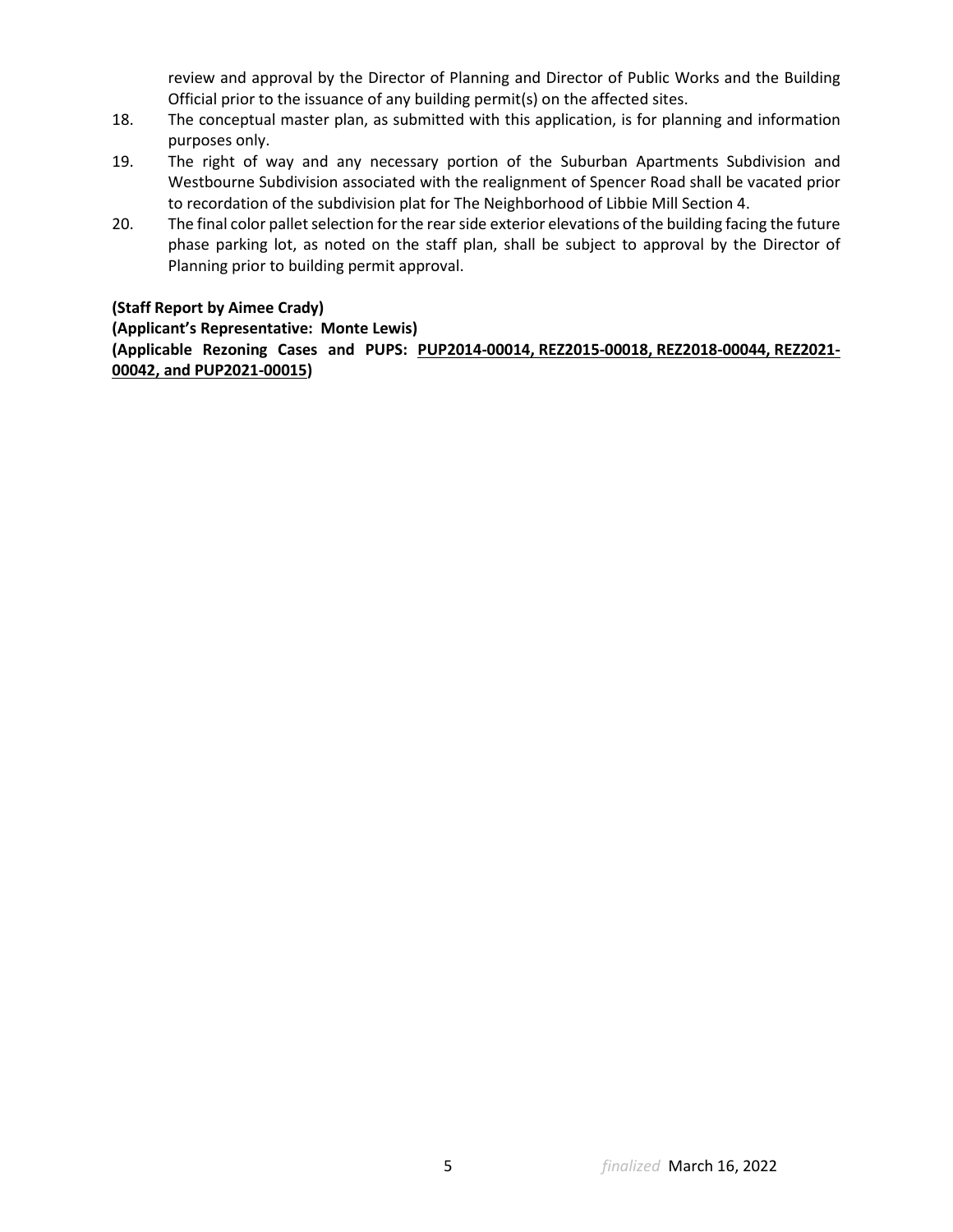review and approval by the Director of Planning and Director of Public Works and the Building Official prior to the issuance of any building permit(s) on the affected sites.

18. The conceptual master plan, as submitted with this application, is for planning and information purposes only.
19. The right of way and any necessary portion of the Suburban Apartments Subdivision and Westbourne Subdivision associated with the realignment of Spencer Road shall be vacated prior to recordation of the subdivision plat for The Neighborhood of Libbie Mill Section 4.
20. The final color pallet selection for the rear side exterior elevations of the building facing the future phase parking lot, as noted on the staff plan, shall be subject to approval by the Director of Planning prior to building permit approval.

**(Staff Report by Aimee Crady)**
**(Applicant's Representative: Monte Lewis)**
**(Applicable Rezoning Cases and PUPS: <u>PUP2014-00014, REZ2015-00018, REZ2018-00044, REZ2021-00042, and PUP2021-00015</u>)**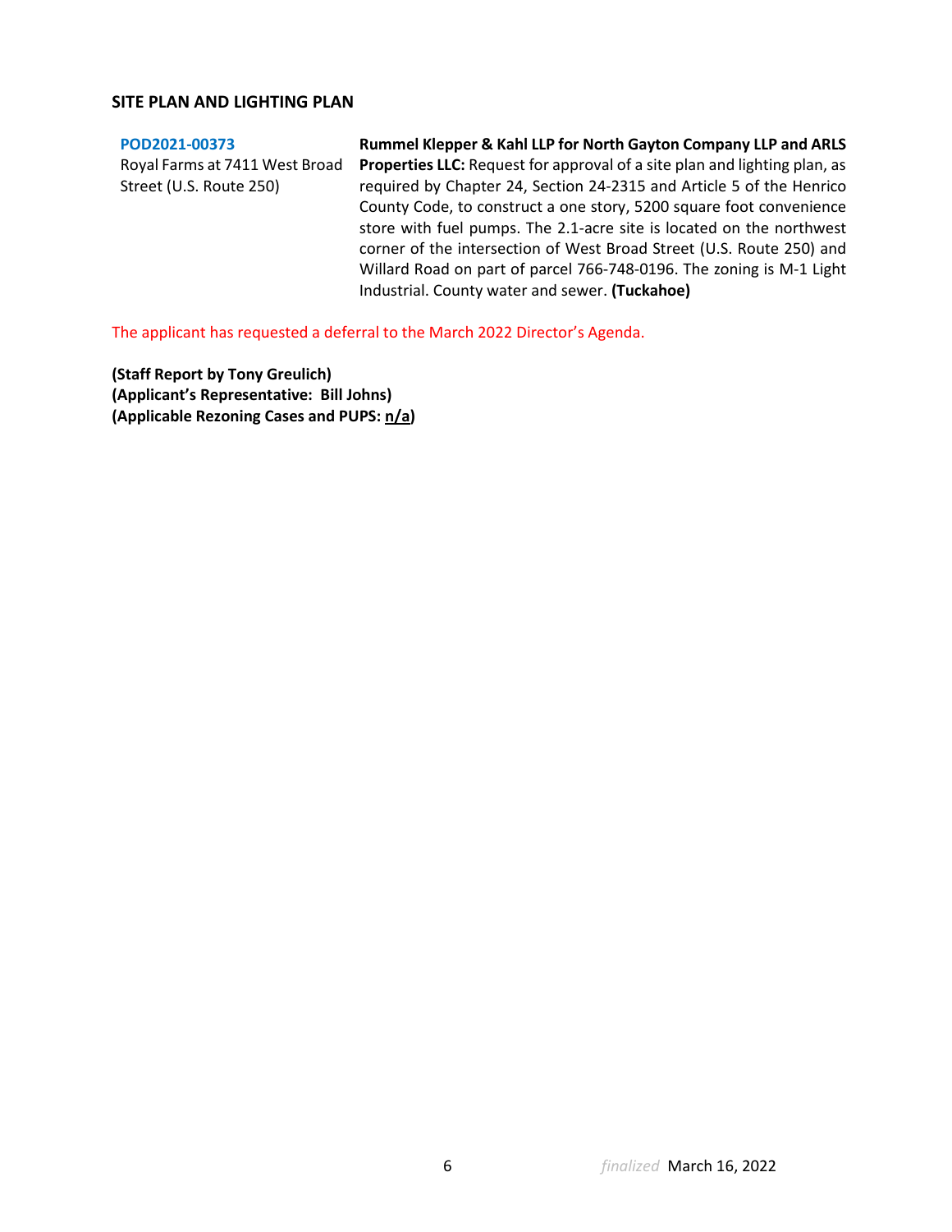## SITE PLAN AND LIGHTING PLAN

**POD2021-00373**
Royal Farms at 7411 West Broad Street (U.S. Route 250)

**Rummel Klepper & Kahl LLP for North Gayton Company LLP and ARLS Properties LLC:** Request for approval of a site plan and lighting plan, as required by Chapter 24, Section 24-2315 and Article 5 of the Henrico County Code, to construct a one story, 5200 square foot convenience store with fuel pumps. The 2.1-acre site is located on the northwest corner of the intersection of West Broad Street (U.S. Route 250) and Willard Road on part of parcel 766-748-0196. The zoning is M-1 Light Industrial. County water and sewer. **(Tuckahoe)**

The applicant has requested a deferral to the March 2022 Director's Agenda.

**(Staff Report by Tony Greulich)**
**(Applicant's Representative: Bill Johns)**
**(Applicable Rezoning Cases and PUPS: n/a)**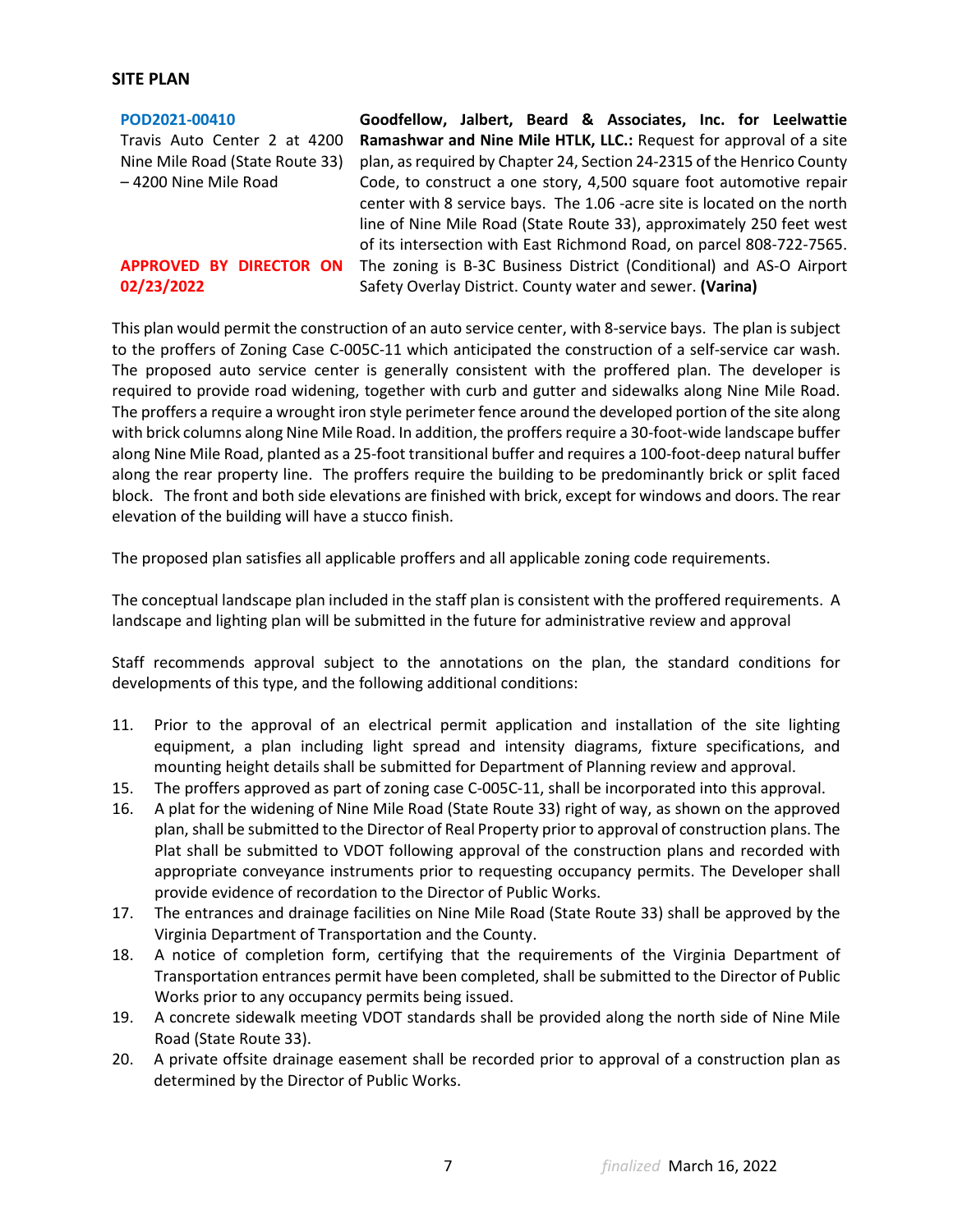## SITE PLAN

| | |
|---|---|
| **POD2021-00410**<br>Travis Auto Center 2 at 4200 Nine Mile Road (State Route 33) – 4200 Nine Mile Road<br><br>**APPROVED BY DIRECTOR ON 02/23/2022** | **Goodfellow, Jalbert, Beard & Associates, Inc. for Leelwattie Ramashwar and Nine Mile HTLK, LLC.:** Request for approval of a site plan, as required by Chapter 24, Section 24-2315 of the Henrico County Code, to construct a one story, 4,500 square foot automotive repair center with 8 service bays. The 1.06 -acre site is located on the north line of Nine Mile Road (State Route 33), approximately 250 feet west of its intersection with East Richmond Road, on parcel 808-722-7565. The zoning is B-3C Business District (Conditional) and AS-O Airport Safety Overlay District. County water and sewer. **(Varina)** |

This plan would permit the construction of an auto service center, with 8-service bays. The plan is subject to the proffers of Zoning Case C-005C-11 which anticipated the construction of a self-service car wash. The proposed auto service center is generally consistent with the proffered plan. The developer is required to provide road widening, together with curb and gutter and sidewalks along Nine Mile Road. The proffers a require a wrought iron style perimeter fence around the developed portion of the site along with brick columns along Nine Mile Road. In addition, the proffers require a 30-foot-wide landscape buffer along Nine Mile Road, planted as a 25-foot transitional buffer and requires a 100-foot-deep natural buffer along the rear property line. The proffers require the building to be predominantly brick or split faced block. The front and both side elevations are finished with brick, except for windows and doors. The rear elevation of the building will have a stucco finish.

The proposed plan satisfies all applicable proffers and all applicable zoning code requirements.

The conceptual landscape plan included in the staff plan is consistent with the proffered requirements. A landscape and lighting plan will be submitted in the future for administrative review and approval

Staff recommends approval subject to the annotations on the plan, the standard conditions for developments of this type, and the following additional conditions:

11. Prior to the approval of an electrical permit application and installation of the site lighting equipment, a plan including light spread and intensity diagrams, fixture specifications, and mounting height details shall be submitted for Department of Planning review and approval.
15. The proffers approved as part of zoning case C-005C-11, shall be incorporated into this approval.
16. A plat for the widening of Nine Mile Road (State Route 33) right of way, as shown on the approved plan, shall be submitted to the Director of Real Property prior to approval of construction plans. The Plat shall be submitted to VDOT following approval of the construction plans and recorded with appropriate conveyance instruments prior to requesting occupancy permits. The Developer shall provide evidence of recordation to the Director of Public Works.
17. The entrances and drainage facilities on Nine Mile Road (State Route 33) shall be approved by the Virginia Department of Transportation and the County.
18. A notice of completion form, certifying that the requirements of the Virginia Department of Transportation entrances permit have been completed, shall be submitted to the Director of Public Works prior to any occupancy permits being issued.
19. A concrete sidewalk meeting VDOT standards shall be provided along the north side of Nine Mile Road (State Route 33).
20. A private offsite drainage easement shall be recorded prior to approval of a construction plan as determined by the Director of Public Works.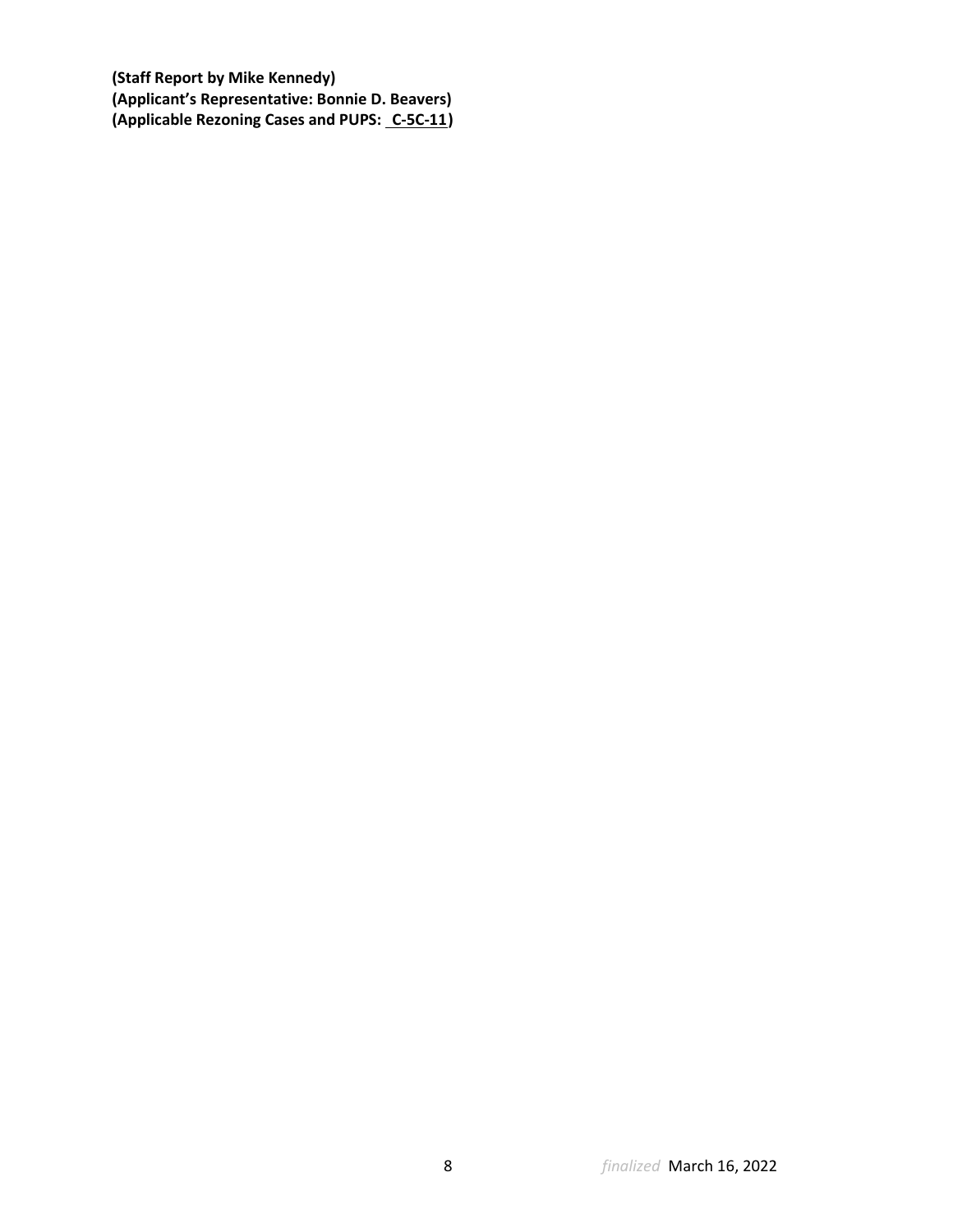**(Staff Report by Mike Kennedy)**
**(Applicant's Representative: Bonnie D. Beavers)**
**(Applicable Rezoning Cases and PUPS: C-5C-11)**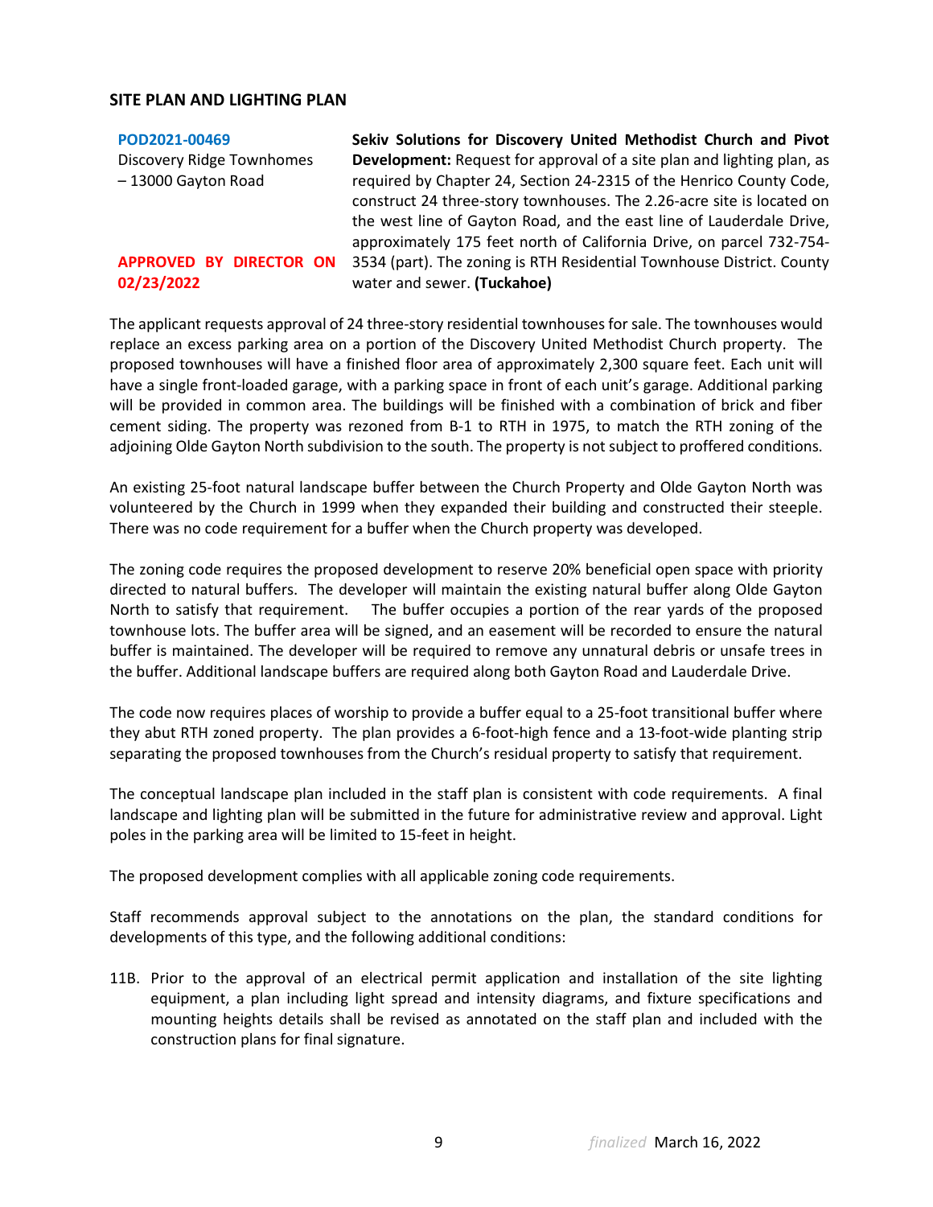## SITE PLAN AND LIGHTING PLAN

**POD2021-00469**
Discovery Ridge Townhomes – 13000 Gayton Road

**APPROVED BY DIRECTOR ON 02/23/2022**

**Sekiv Solutions for Discovery United Methodist Church and Pivot Development:** Request for approval of a site plan and lighting plan, as required by Chapter 24, Section 24-2315 of the Henrico County Code, construct 24 three-story townhouses. The 2.26-acre site is located on the west line of Gayton Road, and the east line of Lauderdale Drive, approximately 175 feet north of California Drive, on parcel 732-754-3534 (part). The zoning is RTH Residential Townhouse District. County water and sewer. **(Tuckahoe)**

The applicant requests approval of 24 three-story residential townhouses for sale. The townhouses would replace an excess parking area on a portion of the Discovery United Methodist Church property. The proposed townhouses will have a finished floor area of approximately 2,300 square feet. Each unit will have a single front-loaded garage, with a parking space in front of each unit's garage. Additional parking will be provided in common area. The buildings will be finished with a combination of brick and fiber cement siding. The property was rezoned from B-1 to RTH in 1975, to match the RTH zoning of the adjoining Olde Gayton North subdivision to the south. The property is not subject to proffered conditions.

An existing 25-foot natural landscape buffer between the Church Property and Olde Gayton North was volunteered by the Church in 1999 when they expanded their building and constructed their steeple. There was no code requirement for a buffer when the Church property was developed.

The zoning code requires the proposed development to reserve 20% beneficial open space with priority directed to natural buffers. The developer will maintain the existing natural buffer along Olde Gayton North to satisfy that requirement. The buffer occupies a portion of the rear yards of the proposed townhouse lots. The buffer area will be signed, and an easement will be recorded to ensure the natural buffer is maintained. The developer will be required to remove any unnatural debris or unsafe trees in the buffer. Additional landscape buffers are required along both Gayton Road and Lauderdale Drive.

The code now requires places of worship to provide a buffer equal to a 25-foot transitional buffer where they abut RTH zoned property. The plan provides a 6-foot-high fence and a 13-foot-wide planting strip separating the proposed townhouses from the Church's residual property to satisfy that requirement.

The conceptual landscape plan included in the staff plan is consistent with code requirements. A final landscape and lighting plan will be submitted in the future for administrative review and approval. Light poles in the parking area will be limited to 15-feet in height.

The proposed development complies with all applicable zoning code requirements.

Staff recommends approval subject to the annotations on the plan, the standard conditions for developments of this type, and the following additional conditions:

11B. Prior to the approval of an electrical permit application and installation of the site lighting equipment, a plan including light spread and intensity diagrams, and fixture specifications and mounting heights details shall be revised as annotated on the staff plan and included with the construction plans for final signature.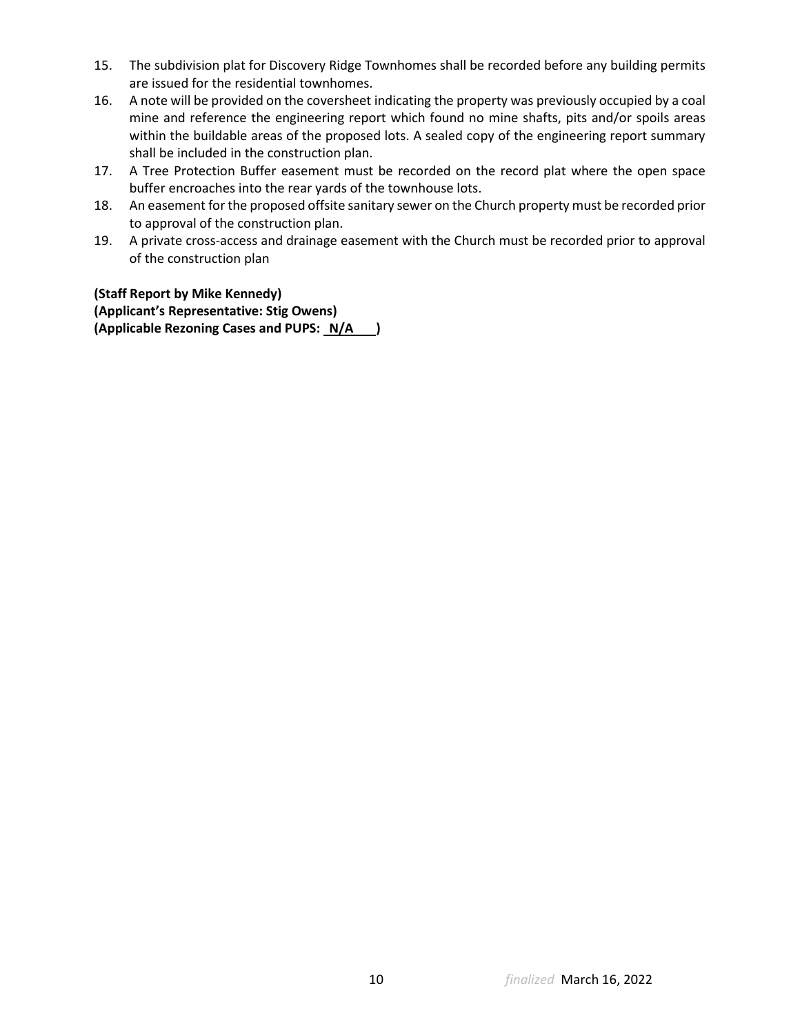15. The subdivision plat for Discovery Ridge Townhomes shall be recorded before any building permits are issued for the residential townhomes.
16. A note will be provided on the coversheet indicating the property was previously occupied by a coal mine and reference the engineering report which found no mine shafts, pits and/or spoils areas within the buildable areas of the proposed lots. A sealed copy of the engineering report summary shall be included in the construction plan.
17. A Tree Protection Buffer easement must be recorded on the record plat where the open space buffer encroaches into the rear yards of the townhouse lots.
18. An easement for the proposed offsite sanitary sewer on the Church property must be recorded prior to approval of the construction plan.
19. A private cross-access and drainage easement with the Church must be recorded prior to approval of the construction plan

**(Staff Report by Mike Kennedy)**
**(Applicant's Representative: Stig Owens)**
**(Applicable Rezoning Cases and PUPS: N/A )**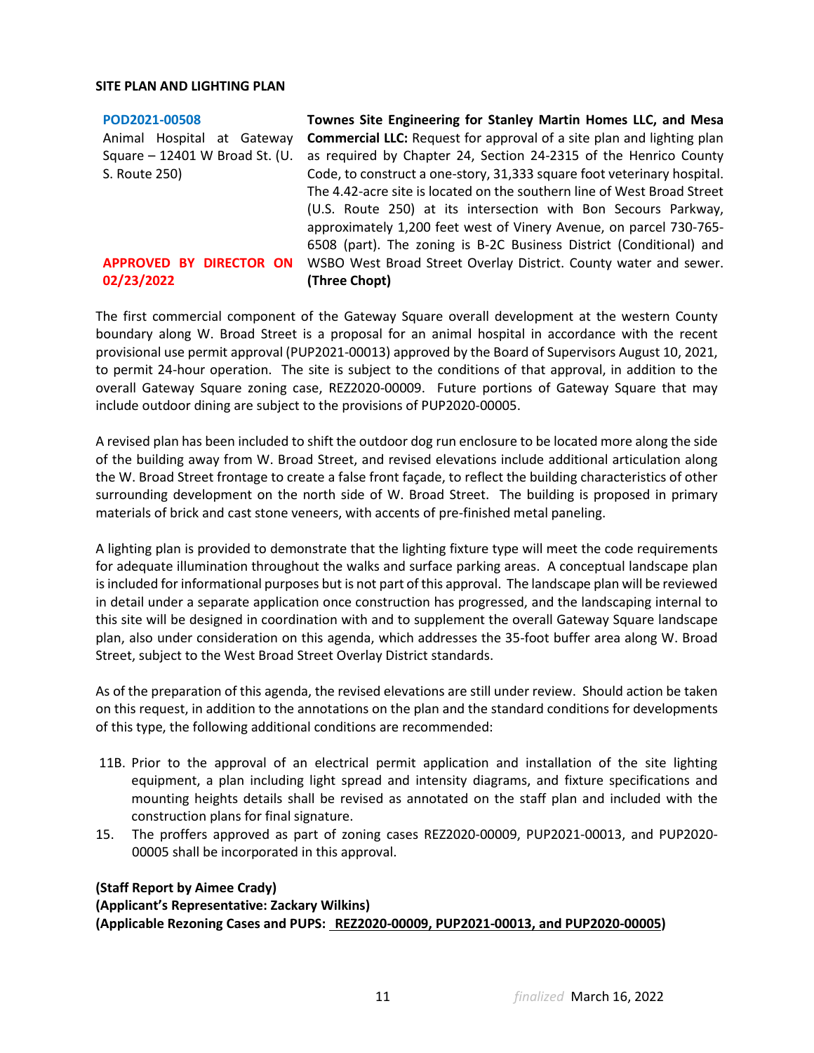**SITE PLAN AND LIGHTING PLAN**

| | |
|---|---|
| **POD2021-00508**<br>Animal Hospital at Gateway Square – 12401 W Broad St. (U. S. Route 250)<br><br>**APPROVED BY DIRECTOR ON 02/23/2022** | **Townes Site Engineering for Stanley Martin Homes LLC, and Mesa Commercial LLC:** Request for approval of a site plan and lighting plan as required by Chapter 24, Section 24-2315 of the Henrico County Code, to construct a one-story, 31,333 square foot veterinary hospital. The 4.42-acre site is located on the southern line of West Broad Street (U.S. Route 250) at its intersection with Bon Secours Parkway, approximately 1,200 feet west of Vinery Avenue, on parcel 730-765-6508 (part). The zoning is B-2C Business District (Conditional) and WSBO West Broad Street Overlay District. County water and sewer. **(Three Chopt)** |

The first commercial component of the Gateway Square overall development at the western County boundary along W. Broad Street is a proposal for an animal hospital in accordance with the recent provisional use permit approval (PUP2021-00013) approved by the Board of Supervisors August 10, 2021, to permit 24-hour operation. The site is subject to the conditions of that approval, in addition to the overall Gateway Square zoning case, REZ2020-00009. Future portions of Gateway Square that may include outdoor dining are subject to the provisions of PUP2020-00005.

A revised plan has been included to shift the outdoor dog run enclosure to be located more along the side of the building away from W. Broad Street, and revised elevations include additional articulation along the W. Broad Street frontage to create a false front façade, to reflect the building characteristics of other surrounding development on the north side of W. Broad Street. The building is proposed in primary materials of brick and cast stone veneers, with accents of pre-finished metal paneling.

A lighting plan is provided to demonstrate that the lighting fixture type will meet the code requirements for adequate illumination throughout the walks and surface parking areas. A conceptual landscape plan is included for informational purposes but is not part of this approval. The landscape plan will be reviewed in detail under a separate application once construction has progressed, and the landscaping internal to this site will be designed in coordination with and to supplement the overall Gateway Square landscape plan, also under consideration on this agenda, which addresses the 35-foot buffer area along W. Broad Street, subject to the West Broad Street Overlay District standards.

As of the preparation of this agenda, the revised elevations are still under review. Should action be taken on this request, in addition to the annotations on the plan and the standard conditions for developments of this type, the following additional conditions are recommended:

11B. Prior to the approval of an electrical permit application and installation of the site lighting equipment, a plan including light spread and intensity diagrams, and fixture specifications and mounting heights details shall be revised as annotated on the staff plan and included with the construction plans for final signature.

15. The proffers approved as part of zoning cases REZ2020-00009, PUP2021-00013, and PUP2020-00005 shall be incorporated in this approval.

**(Staff Report by Aimee Crady)**
**(Applicant's Representative: Zackary Wilkins)**
**(Applicable Rezoning Cases and PUPS: REZ2020-00009, PUP2021-00013, and PUP2020-00005)**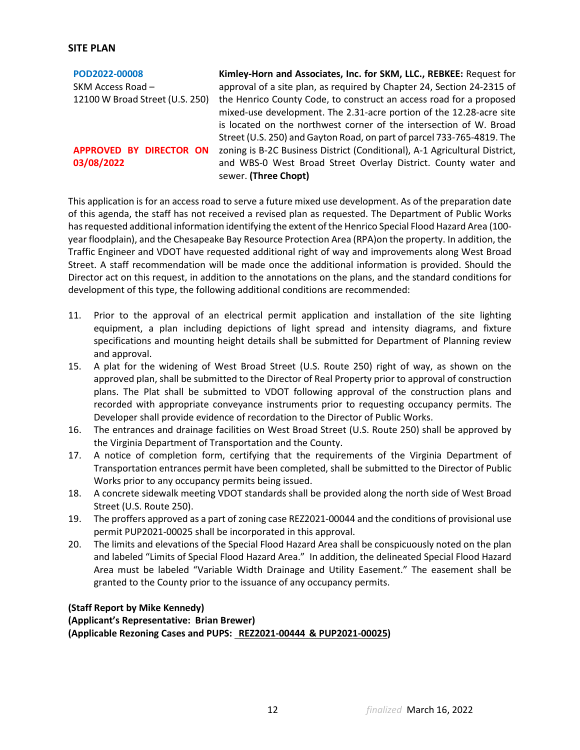## SITE PLAN

**POD2022-00008**
SKM Access Road –
12100 W Broad Street (U.S. 250)

**APPROVED BY DIRECTOR ON 03/08/2022**

**Kimley-Horn and Associates, Inc. for SKM, LLC., REBKEE:** Request for approval of a site plan, as required by Chapter 24, Section 24-2315 of the Henrico County Code, to construct an access road for a proposed mixed-use development. The 2.31-acre portion of the 12.28-acre site is located on the northwest corner of the intersection of W. Broad Street (U.S. 250) and Gayton Road, on part of parcel 733-765-4819. The zoning is B-2C Business District (Conditional), A-1 Agricultural District, and WBS-0 West Broad Street Overlay District. County water and sewer. **(Three Chopt)**

This application is for an access road to serve a future mixed use development. As of the preparation date of this agenda, the staff has not received a revised plan as requested. The Department of Public Works has requested additional information identifying the extent of the Henrico Special Flood Hazard Area (100-year floodplain), and the Chesapeake Bay Resource Protection Area (RPA)on the property. In addition, the Traffic Engineer and VDOT have requested additional right of way and improvements along West Broad Street. A staff recommendation will be made once the additional information is provided. Should the Director act on this request, in addition to the annotations on the plans, and the standard conditions for development of this type, the following additional conditions are recommended:

11. Prior to the approval of an electrical permit application and installation of the site lighting equipment, a plan including depictions of light spread and intensity diagrams, and fixture specifications and mounting height details shall be submitted for Department of Planning review and approval.
15. A plat for the widening of West Broad Street (U.S. Route 250) right of way, as shown on the approved plan, shall be submitted to the Director of Real Property prior to approval of construction plans. The Plat shall be submitted to VDOT following approval of the construction plans and recorded with appropriate conveyance instruments prior to requesting occupancy permits. The Developer shall provide evidence of recordation to the Director of Public Works.
16. The entrances and drainage facilities on West Broad Street (U.S. Route 250) shall be approved by the Virginia Department of Transportation and the County.
17. A notice of completion form, certifying that the requirements of the Virginia Department of Transportation entrances permit have been completed, shall be submitted to the Director of Public Works prior to any occupancy permits being issued.
18. A concrete sidewalk meeting VDOT standards shall be provided along the north side of West Broad Street (U.S. Route 250).
19. The proffers approved as a part of zoning case REZ2021-00044 and the conditions of provisional use permit PUP2021-00025 shall be incorporated in this approval.
20. The limits and elevations of the Special Flood Hazard Area shall be conspicuously noted on the plan and labeled "Limits of Special Flood Hazard Area." In addition, the delineated Special Flood Hazard Area must be labeled "Variable Width Drainage and Utility Easement." The easement shall be granted to the County prior to the issuance of any occupancy permits.

**(Staff Report by Mike Kennedy)**
**(Applicant's Representative: Brian Brewer)**
**(Applicable Rezoning Cases and PUPS: REZ2021-00444 & PUP2021-00025)**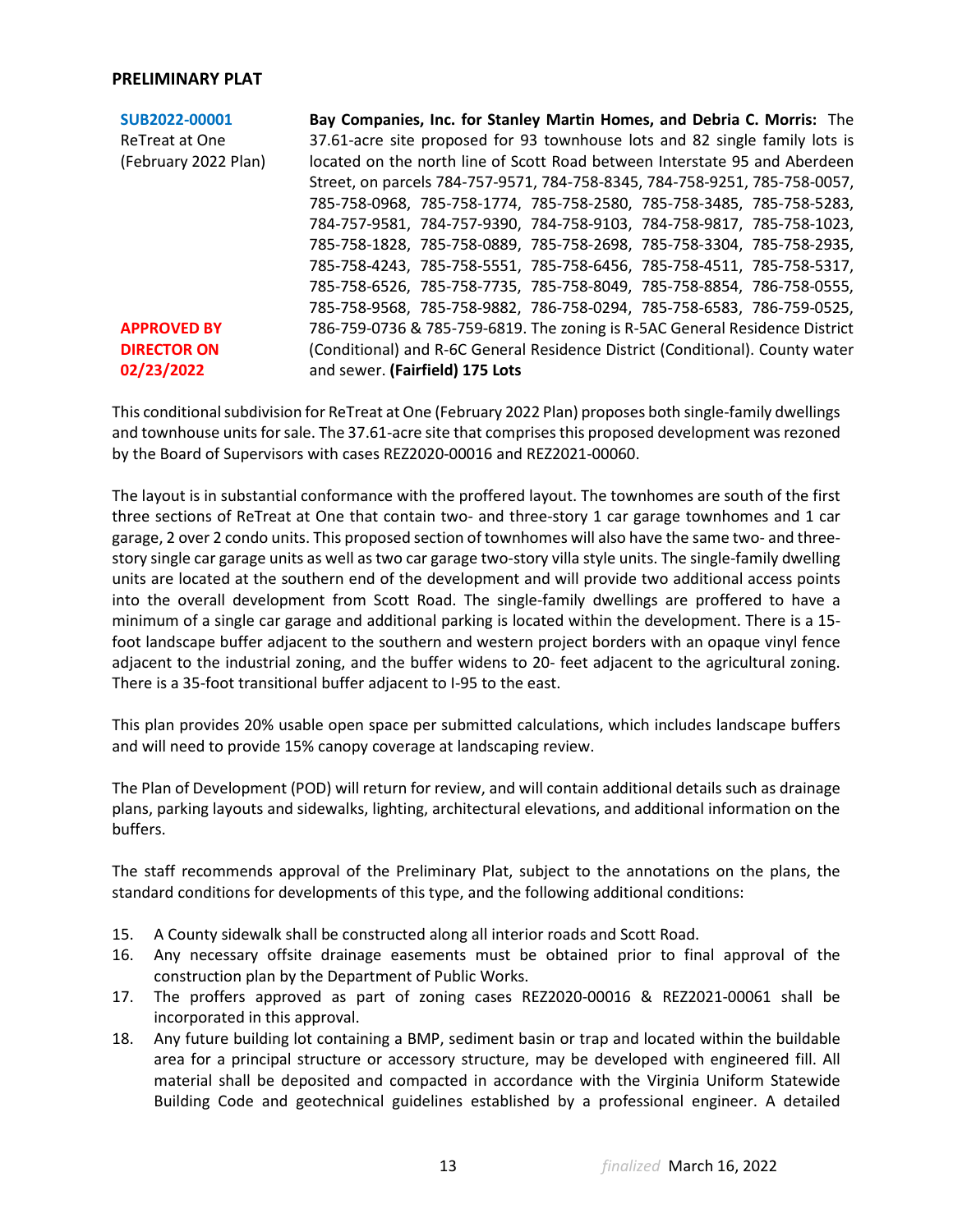## PRELIMINARY PLAT

| | |
|---|---|
| **SUB2022-00001**<br>ReTreat at One<br>(February 2022 Plan)<br><br>**APPROVED BY DIRECTOR ON 02/23/2022** | **Bay Companies, Inc. for Stanley Martin Homes, and Debria C. Morris:** The 37.61-acre site proposed for 93 townhouse lots and 82 single family lots is located on the north line of Scott Road between Interstate 95 and Aberdeen Street, on parcels 784-757-9571, 784-758-8345, 784-758-9251, 785-758-0057, 785-758-0968, 785-758-1774, 785-758-2580, 785-758-3485, 785-758-5283, 784-757-9581, 784-757-9390, 784-758-9103, 784-758-9817, 785-758-1023, 785-758-1828, 785-758-0889, 785-758-2698, 785-758-3304, 785-758-2935, 785-758-4243, 785-758-5551, 785-758-6456, 785-758-4511, 785-758-5317, 785-758-6526, 785-758-7735, 785-758-8049, 785-758-8854, 786-758-0555, 785-758-9568, 785-758-9882, 786-758-0294, 785-758-6583, 786-759-0525, 786-759-0736 & 785-759-6819. The zoning is R-5AC General Residence District (Conditional) and R-6C General Residence District (Conditional). County water and sewer. **(Fairfield) 175 Lots** |

This conditional subdivision for ReTreat at One (February 2022 Plan) proposes both single-family dwellings and townhouse units for sale. The 37.61-acre site that comprises this proposed development was rezoned by the Board of Supervisors with cases REZ2020-00016 and REZ2021-00060.

The layout is in substantial conformance with the proffered layout. The townhomes are south of the first three sections of ReTreat at One that contain two- and three-story 1 car garage townhomes and 1 car garage, 2 over 2 condo units. This proposed section of townhomes will also have the same two- and three-story single car garage units as well as two car garage two-story villa style units. The single-family dwelling units are located at the southern end of the development and will provide two additional access points into the overall development from Scott Road. The single-family dwellings are proffered to have a minimum of a single car garage and additional parking is located within the development. There is a 15-foot landscape buffer adjacent to the southern and western project borders with an opaque vinyl fence adjacent to the industrial zoning, and the buffer widens to 20- feet adjacent to the agricultural zoning. There is a 35-foot transitional buffer adjacent to I-95 to the east.

This plan provides 20% usable open space per submitted calculations, which includes landscape buffers and will need to provide 15% canopy coverage at landscaping review.

The Plan of Development (POD) will return for review, and will contain additional details such as drainage plans, parking layouts and sidewalks, lighting, architectural elevations, and additional information on the buffers.

The staff recommends approval of the Preliminary Plat, subject to the annotations on the plans, the standard conditions for developments of this type, and the following additional conditions:

15. A County sidewalk shall be constructed along all interior roads and Scott Road.
16. Any necessary offsite drainage easements must be obtained prior to final approval of the construction plan by the Department of Public Works.
17. The proffers approved as part of zoning cases REZ2020-00016 & REZ2021-00061 shall be incorporated in this approval.
18. Any future building lot containing a BMP, sediment basin or trap and located within the buildable area for a principal structure or accessory structure, may be developed with engineered fill. All material shall be deposited and compacted in accordance with the Virginia Uniform Statewide Building Code and geotechnical guidelines established by a professional engineer. A detailed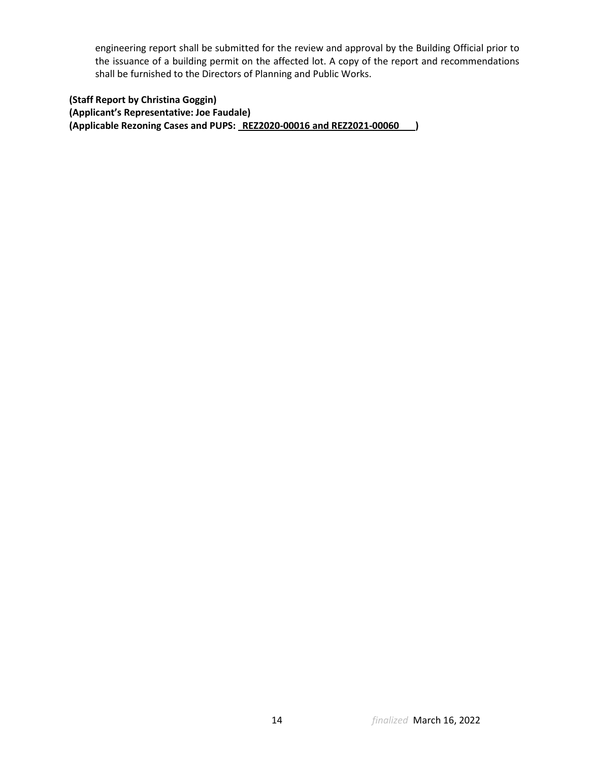engineering report shall be submitted for the review and approval by the Building Official prior to the issuance of a building permit on the affected lot. A copy of the report and recommendations shall be furnished to the Directors of Planning and Public Works.

**(Staff Report by Christina Goggin)**
**(Applicant's Representative: Joe Faudale)**
**(Applicable Rezoning Cases and PUPS: REZ2020-00016 and REZ2021-00060 )**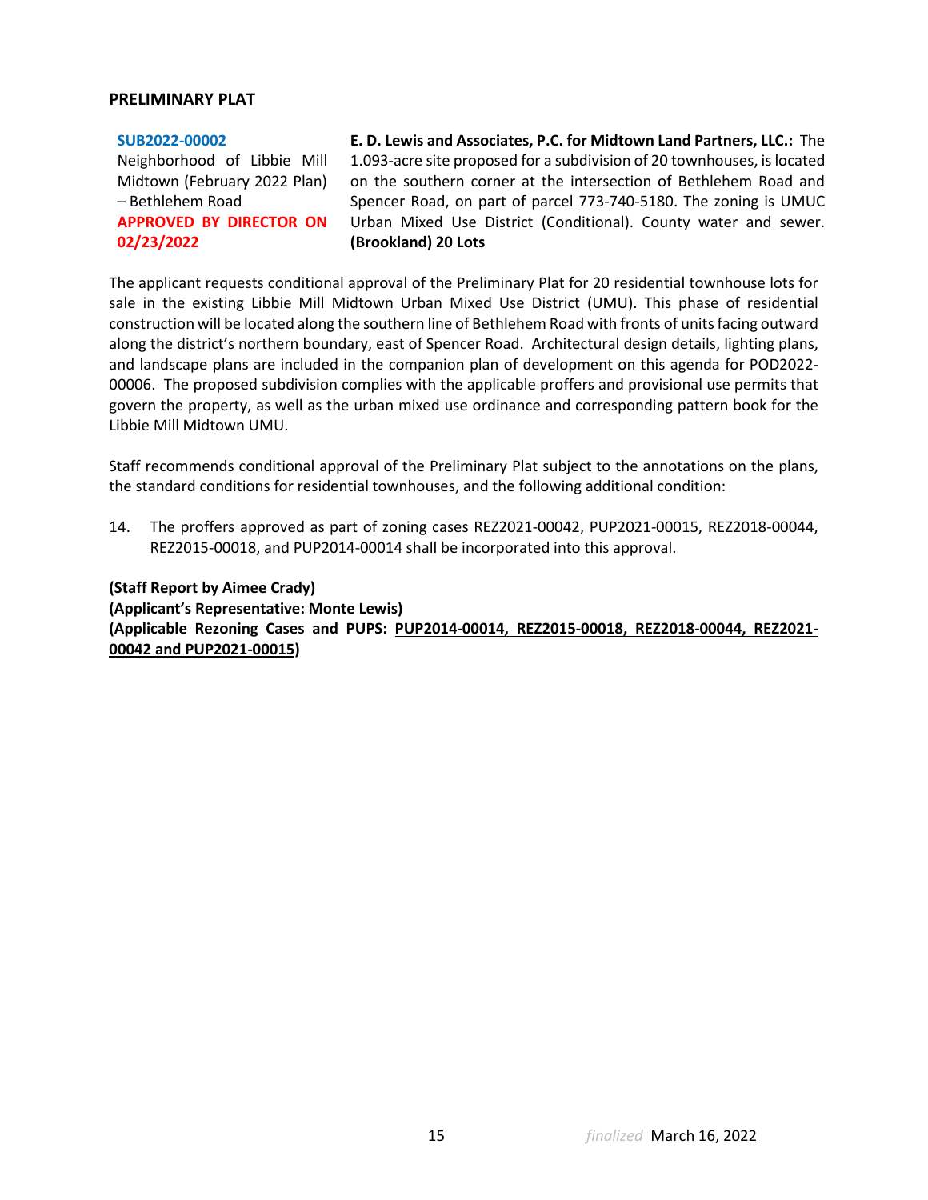## PRELIMINARY PLAT

| | |
|---|---|
| **SUB2022-00002**<br>Neighborhood of Libbie Mill Midtown (February 2022 Plan) – Bethlehem Road<br>**APPROVED BY DIRECTOR ON 02/23/2022** | **E. D. Lewis and Associates, P.C. for Midtown Land Partners, LLC.:** The 1.093-acre site proposed for a subdivision of 20 townhouses, is located on the southern corner at the intersection of Bethlehem Road and Spencer Road, on part of parcel 773-740-5180. The zoning is UMUC Urban Mixed Use District (Conditional). County water and sewer. **(Brookland) 20 Lots** |

The applicant requests conditional approval of the Preliminary Plat for 20 residential townhouse lots for sale in the existing Libbie Mill Midtown Urban Mixed Use District (UMU). This phase of residential construction will be located along the southern line of Bethlehem Road with fronts of units facing outward along the district's northern boundary, east of Spencer Road. Architectural design details, lighting plans, and landscape plans are included in the companion plan of development on this agenda for POD2022-00006. The proposed subdivision complies with the applicable proffers and provisional use permits that govern the property, as well as the urban mixed use ordinance and corresponding pattern book for the Libbie Mill Midtown UMU.

Staff recommends conditional approval of the Preliminary Plat subject to the annotations on the plans, the standard conditions for residential townhouses, and the following additional condition:

14. The proffers approved as part of zoning cases REZ2021-00042, PUP2021-00015, REZ2018-00044, REZ2015-00018, and PUP2014-00014 shall be incorporated into this approval.

**(Staff Report by Aimee Crady)**
**(Applicant's Representative: Monte Lewis)**
**(Applicable Rezoning Cases and PUPS: PUP2014-00014, REZ2015-00018, REZ2018-00044, REZ2021-00042 and PUP2021-00015)**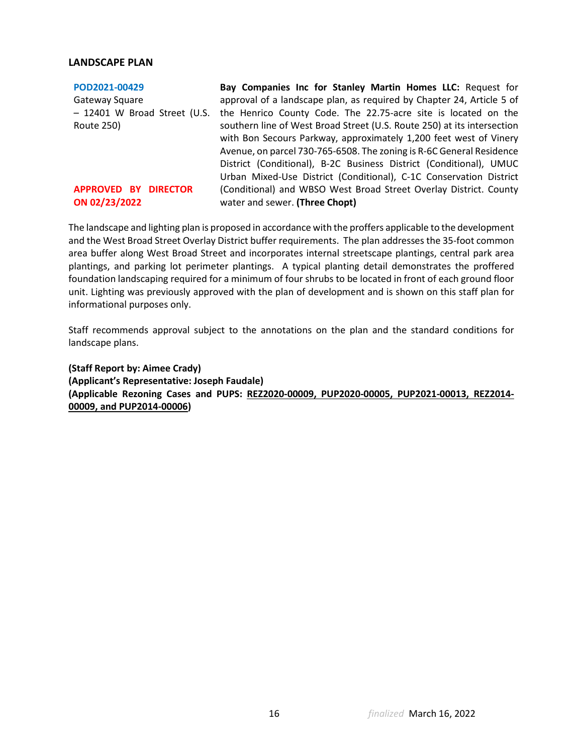## LANDSCAPE PLAN

| | |
|---|---|
| **POD2021-00429**<br>Gateway Square – 12401 W Broad Street (U.S. Route 250)<br><br>**APPROVED BY DIRECTOR ON 02/23/2022** | **Bay Companies Inc for Stanley Martin Homes LLC:** Request for approval of a landscape plan, as required by Chapter 24, Article 5 of the Henrico County Code. The 22.75-acre site is located on the southern line of West Broad Street (U.S. Route 250) at its intersection with Bon Secours Parkway, approximately 1,200 feet west of Vinery Avenue, on parcel 730-765-6508. The zoning is R-6C General Residence District (Conditional), B-2C Business District (Conditional), UMUC Urban Mixed-Use District (Conditional), C-1C Conservation District (Conditional) and WBSO West Broad Street Overlay District. County water and sewer. **(Three Chopt)** |

The landscape and lighting plan is proposed in accordance with the proffers applicable to the development and the West Broad Street Overlay District buffer requirements. The plan addresses the 35-foot common area buffer along West Broad Street and incorporates internal streetscape plantings, central park area plantings, and parking lot perimeter plantings. A typical planting detail demonstrates the proffered foundation landscaping required for a minimum of four shrubs to be located in front of each ground floor unit. Lighting was previously approved with the plan of development and is shown on this staff plan for informational purposes only.

Staff recommends approval subject to the annotations on the plan and the standard conditions for landscape plans.

**(Staff Report by: Aimee Crady)**
**(Applicant's Representative: Joseph Faudale)**
**(Applicable Rezoning Cases and PUPS: REZ2020-00009, PUP2020-00005, PUP2021-00013, REZ2014-00009, and PUP2014-00006)**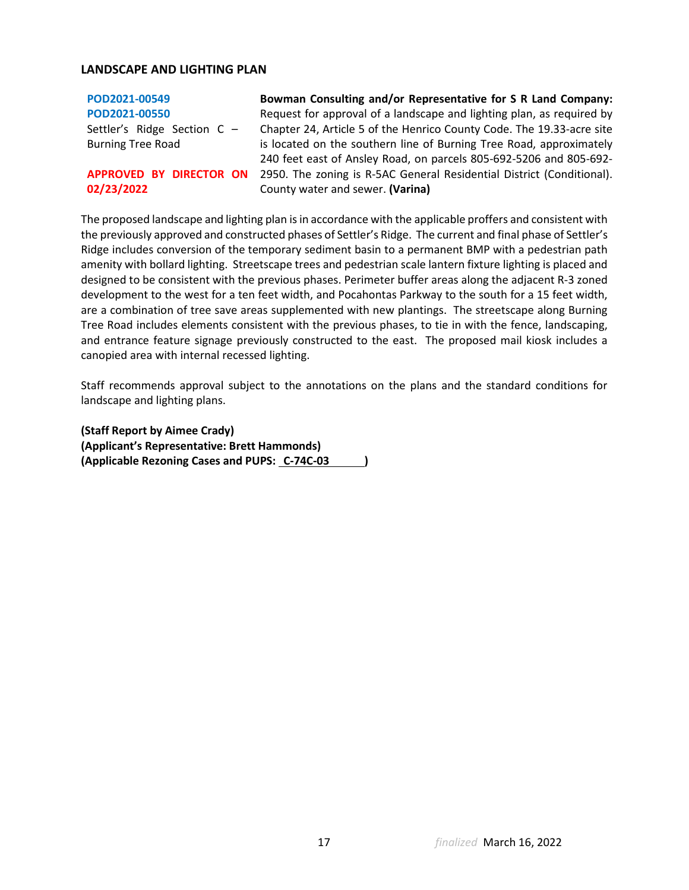## LANDSCAPE AND LIGHTING PLAN

| | |
|---|---|
| POD2021-00549<br>POD2021-00550<br>Settler's Ridge Section C – Burning Tree Road<br><br>APPROVED BY DIRECTOR ON 02/23/2022 | **Bowman Consulting and/or Representative for S R Land Company:** Request for approval of a landscape and lighting plan, as required by Chapter 24, Article 5 of the Henrico County Code. The 19.33-acre site is located on the southern line of Burning Tree Road, approximately 240 feet east of Ansley Road, on parcels 805-692-5206 and 805-692-2950. The zoning is R-5AC General Residential District (Conditional). County water and sewer. **(Varina)** |

The proposed landscape and lighting plan is in accordance with the applicable proffers and consistent with the previously approved and constructed phases of Settler's Ridge. The current and final phase of Settler's Ridge includes conversion of the temporary sediment basin to a permanent BMP with a pedestrian path amenity with bollard lighting. Streetscape trees and pedestrian scale lantern fixture lighting is placed and designed to be consistent with the previous phases. Perimeter buffer areas along the adjacent R-3 zoned development to the west for a ten feet width, and Pocahontas Parkway to the south for a 15 feet width, are a combination of tree save areas supplemented with new plantings. The streetscape along Burning Tree Road includes elements consistent with the previous phases, to tie in with the fence, landscaping, and entrance feature signage previously constructed to the east. The proposed mail kiosk includes a canopied area with internal recessed lighting.

Staff recommends approval subject to the annotations on the plans and the standard conditions for landscape and lighting plans.

**(Staff Report by Aimee Crady)**
**(Applicant's Representative: Brett Hammonds)**
**(Applicable Rezoning Cases and PUPS: C-74C-03 )**